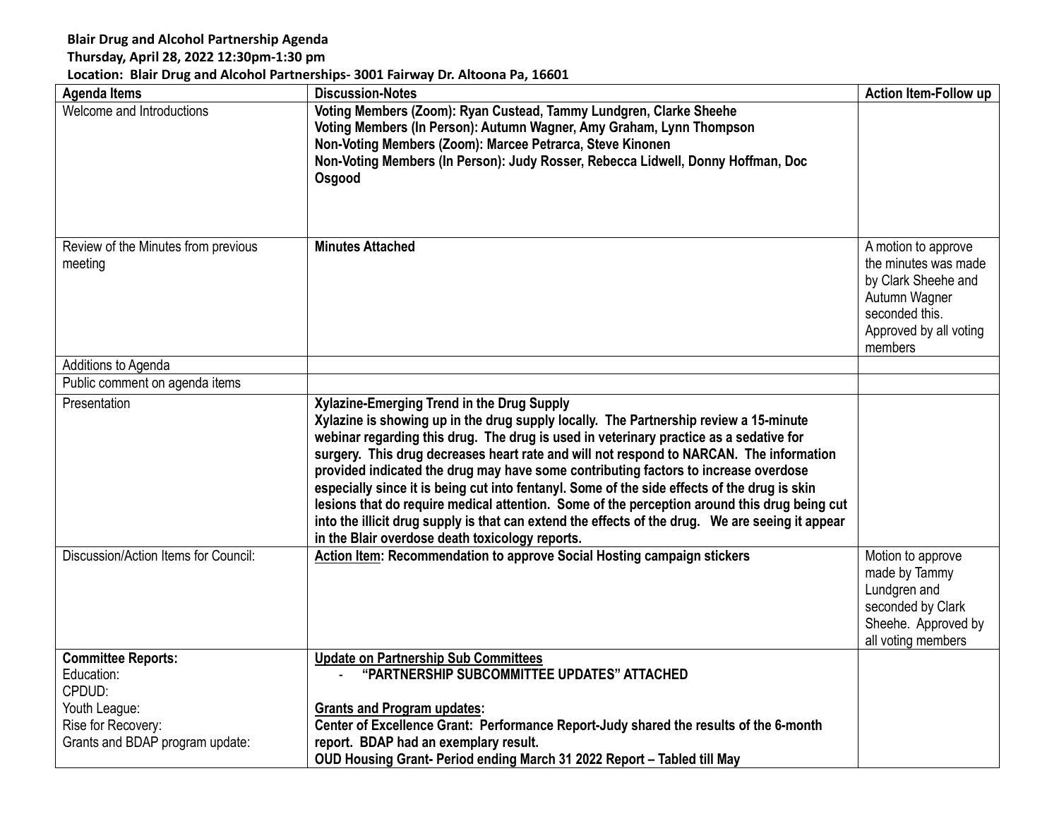**Blair Drug and Alcohol Partnership Agenda**
**Thursday, April 28, 2022 12:30pm-1:30 pm**
**Location: Blair Drug and Alcohol Partnerships- 3001 Fairway Dr. Altoona Pa, 16601**

| Agenda Items | Discussion-Notes | Action Item-Follow up |
|---|---|---|
| Welcome and Introductions | **Voting Members (Zoom): Ryan Custead, Tammy Lundgren, Clarke Sheehe**<br>**Voting Members (In Person): Autumn Wagner, Amy Graham, Lynn Thompson**<br>**Non-Voting Members (Zoom): Marcee Petrarca, Steve Kinonen**<br>**Non-Voting Members (In Person): Judy Rosser, Rebecca Lidwell, Donny Hoffman, Doc Osgood** | |
| Review of the Minutes from previous meeting | **Minutes Attached** | A motion to approve the minutes was made by Clark Sheehe and Autumn Wagner seconded this. Approved by all voting members |
| Additions to Agenda | | |
| Public comment on agenda items | | |
| Presentation | **Xylazine-Emerging Trend in the Drug Supply**<br>**Xylazine is showing up in the drug supply locally. The Partnership review a 15-minute webinar regarding this drug. The drug is used in veterinary practice as a sedative for surgery. This drug decreases heart rate and will not respond to NARCAN. The information provided indicated the drug may have some contributing factors to increase overdose especially since it is being cut into fentanyl. Some of the side effects of the drug is skin lesions that do require medical attention. Some of the perception around this drug being cut into the illicit drug supply is that can extend the effects of the drug. We are seeing it appear in the Blair overdose death toxicology reports.** | |
| Discussion/Action Items for Council: | **<u>Action Item</u>: Recommendation to approve Social Hosting campaign stickers** | Motion to approve made by Tammy Lundgren and seconded by Clark Sheehe. Approved by all voting members |
| **Committee Reports:**<br>Education:<br>CPDUD:<br>Youth League:<br>Rise for Recovery:<br>Grants and BDAP program update: | **<u>Update on Partnership Sub Committees</u>**<br>- **"PARTNERSHIP SUBCOMMITTEE UPDATES" ATTACHED**<br><br>**<u>Grants and Program updates</u>:**<br>**Center of Excellence Grant: Performance Report-Judy shared the results of the 6-month report. BDAP had an exemplary result.**<br>**OUD Housing Grant- Period ending March 31 2022 Report – Tabled till May** | |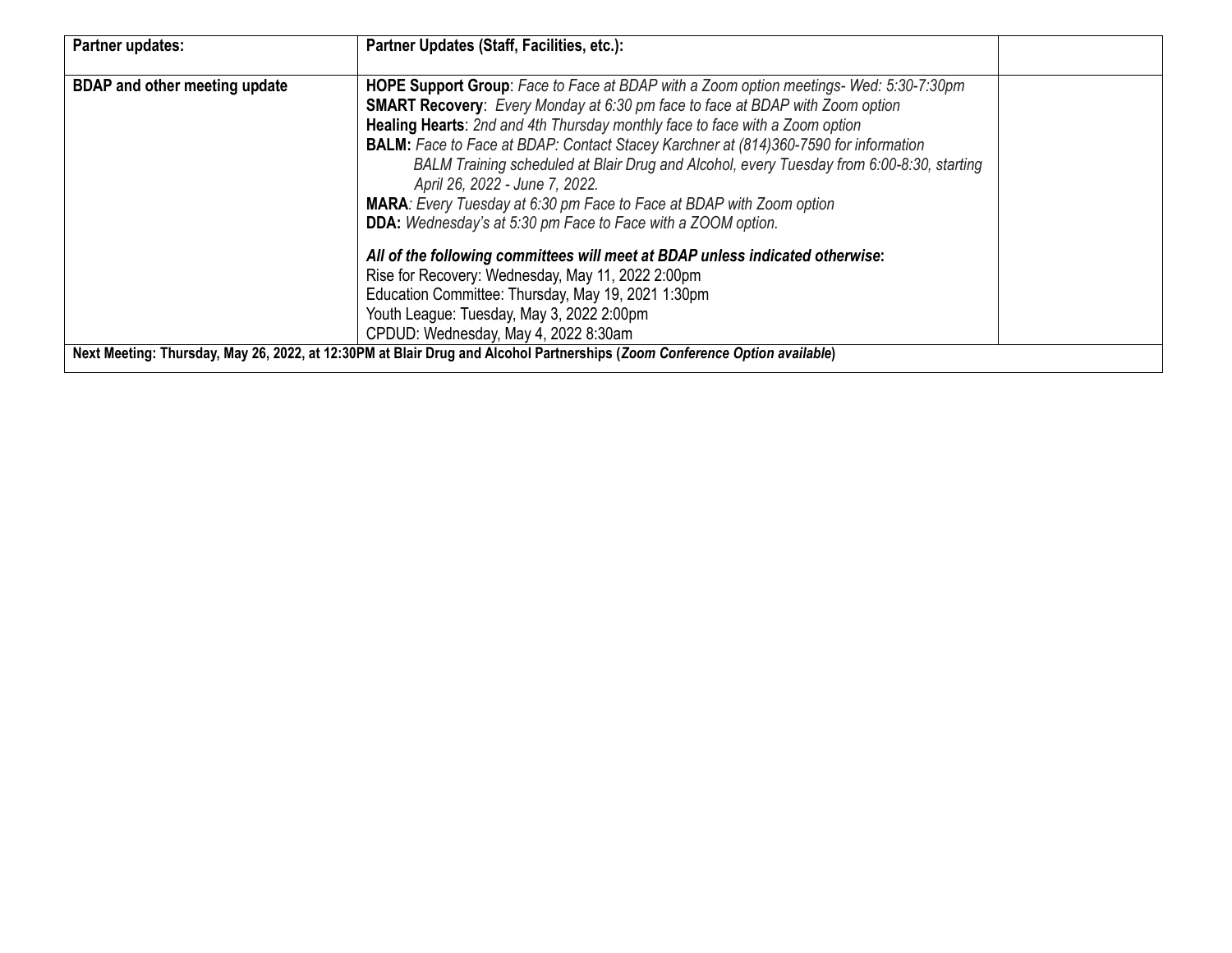| | | |
|---|---|---|
| **Partner updates:** | **Partner Updates (Staff, Facilities, etc.):** | |
| **BDAP and other meeting update** | **HOPE Support Group**: *Face to Face at BDAP with a Zoom option meetings- Wed: 5:30-7:30pm*<br>**SMART Recovery**: *Every Monday at 6:30 pm face to face at BDAP with Zoom option*<br>**Healing Hearts**: *2nd and 4th Thursday monthly face to face with a Zoom option*<br>**BALM:** *Face to Face at BDAP: Contact Stacey Karchner at (814)360-7590 for information*<br>*BALM Training scheduled at Blair Drug and Alcohol, every Tuesday from 6:00-8:30, starting April 26, 2022 - June 7, 2022.*<br>**MARA***: Every Tuesday at 6:30 pm Face to Face at BDAP with Zoom option*<br>**DDA:** *Wednesday's at 5:30 pm Face to Face with a ZOOM option.*<br><br>***All of the following committees will meet at BDAP unless indicated otherwise*:**<br>Rise for Recovery: Wednesday, May 11, 2022 2:00pm<br>Education Committee: Thursday, May 19, 2021 1:30pm<br>Youth League: Tuesday, May 3, 2022 2:00pm<br>CPDUD: Wednesday, May 4, 2022 8:30am | |
| **Next Meeting: Thursday, May 26, 2022, at 12:30PM at Blair Drug and Alcohol Partnerships (*Zoom Conference Option available*)** | | |